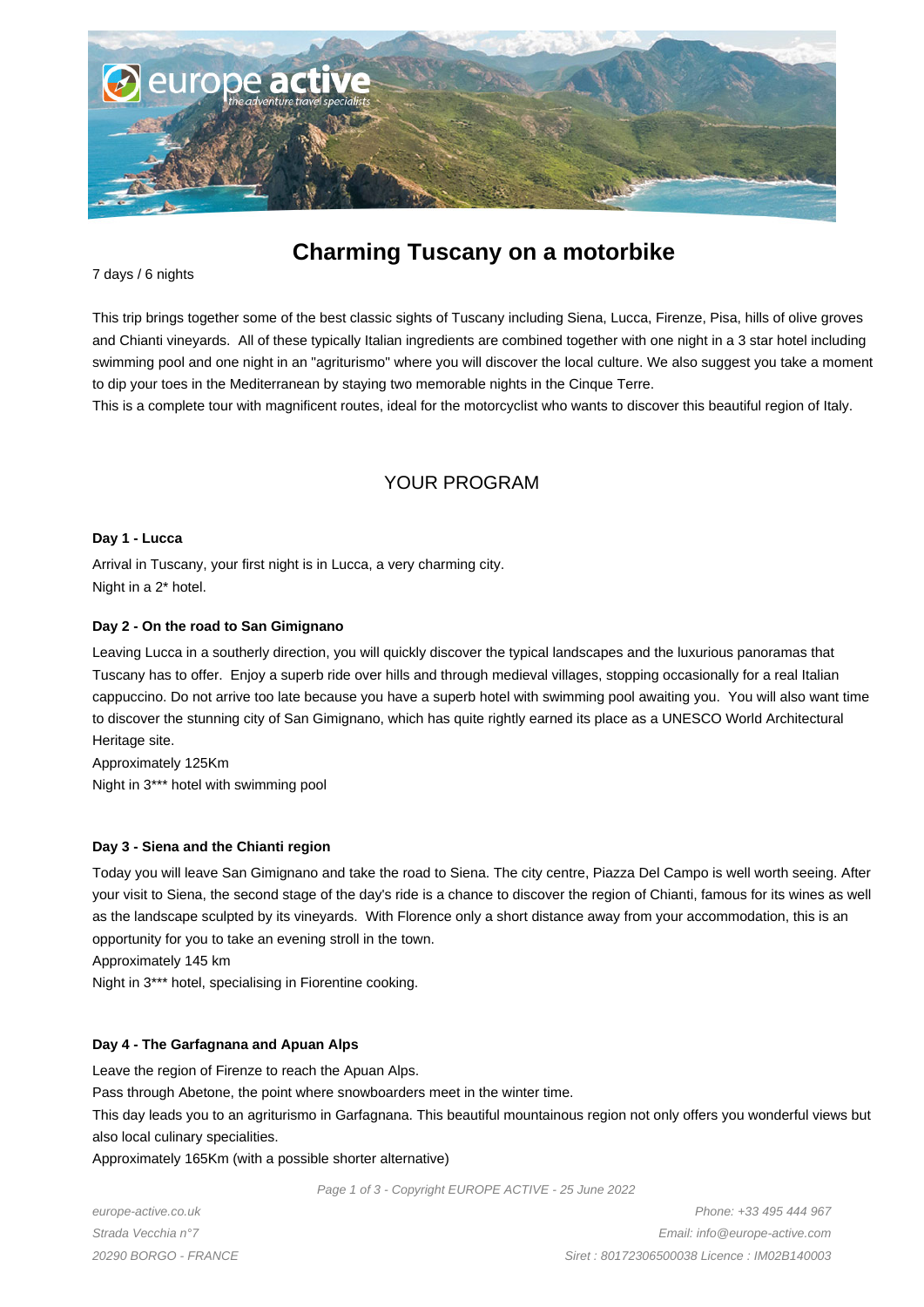# Charming Tuscany on a motorbike

7 days / 6 nights

This trip brings together some of the best classic sights of Tuscany including Siena, Lucca, Firenze, Pisa, hills of olive groves and Chianti vineyards. All of these typically Italian ingredients are combined together with one night in a 3 star hotel including swimming pool and one night in an "agriturismo" where you will discover the local culture. We also suggest you take a moment to dip your toes in the Mediterranean by staying two memorable nights in the Cinque Terre.
This is a complete tour with magnificent routes, ideal for the motorcyclist who wants to discover this beautiful region of Italy.

## YOUR PROGRAM

**Day 1 - Lucca**

Arrival in Tuscany, your first night is in Lucca, a very charming city.
Night in a 2* hotel.

**Day 2 - On the road to San Gimignano**

Leaving Lucca in a southerly direction, you will quickly discover the typical landscapes and the luxurious panoramas that Tuscany has to offer. Enjoy a superb ride over hills and through medieval villages, stopping occasionally for a real Italian cappuccino. Do not arrive too late because you have a superb hotel with swimming pool awaiting you. You will also want time to discover the stunning city of San Gimignano, which has quite rightly earned its place as a UNESCO World Architectural Heritage site.
Approximately 125Km
Night in 3*** hotel with swimming pool

**Day 3 - Siena and the Chianti region**

Today you will leave San Gimignano and take the road to Siena. The city centre, Piazza Del Campo is well worth seeing. After your visit to Siena, the second stage of the day's ride is a chance to discover the region of Chianti, famous for its wines as well as the landscape sculpted by its vineyards. With Florence only a short distance away from your accommodation, this is an opportunity for you to take an evening stroll in the town.
Approximately 145 km
Night in 3*** hotel, specialising in Fiorentine cooking.

**Day 4 - The Garfagnana and Apuan Alps**

Leave the region of Firenze to reach the Apuan Alps.
Pass through Abetone, the point where snowboarders meet in the winter time.
This day leads you to an agriturismo in Garfagnana. This beautiful mountainous region not only offers you wonderful views but also local culinary specialities.
Approximately 165Km (with a possible shorter alternative)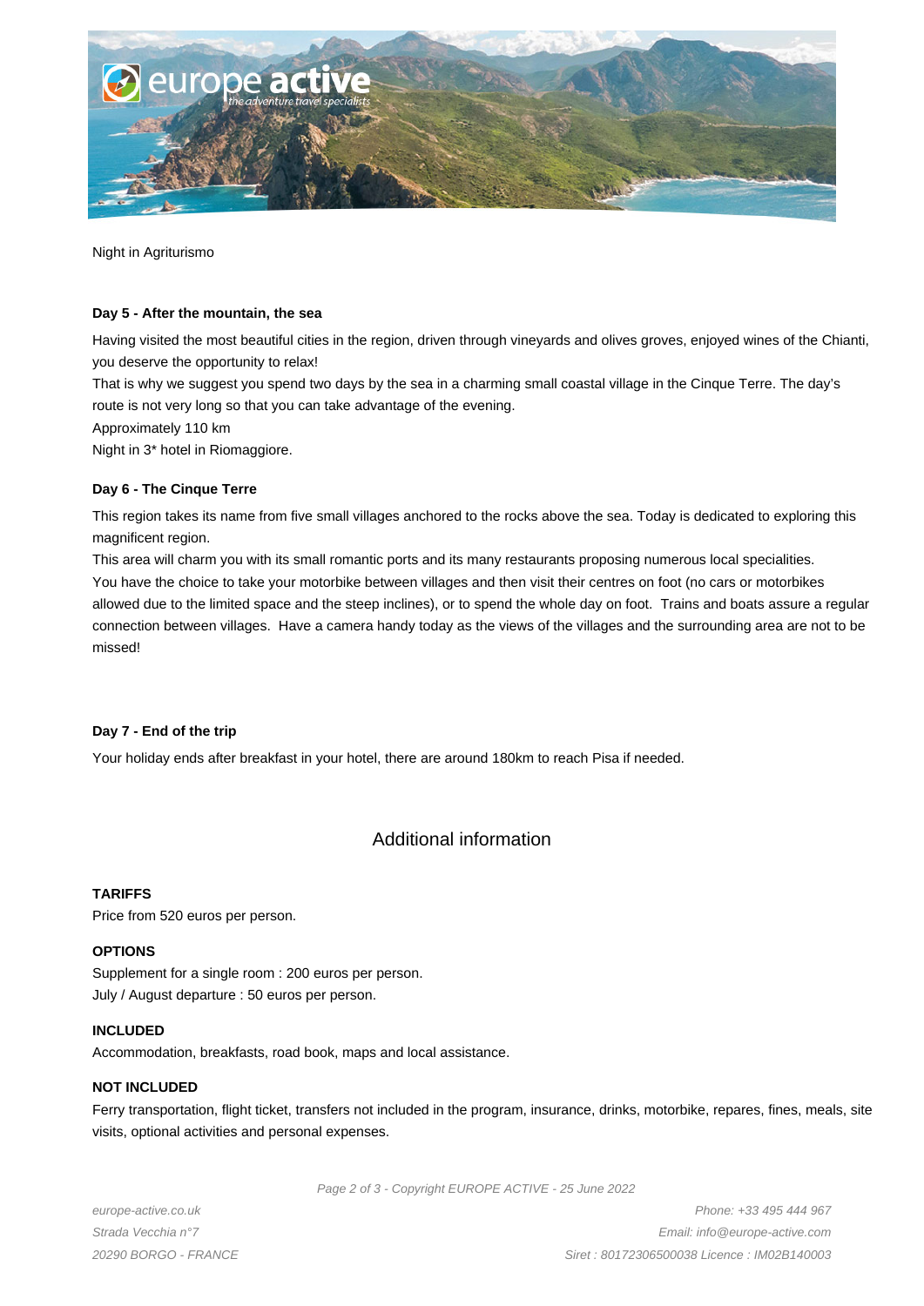Night in Agriturismo

**Day 5 - After the mountain, the sea**

Having visited the most beautiful cities in the region, driven through vineyards and olives groves, enjoyed wines of the Chianti, you deserve the opportunity to relax!

That is why we suggest you spend two days by the sea in a charming small coastal village in the Cinque Terre. The day's route is not very long so that you can take advantage of the evening.

Approximately 110 km

Night in 3* hotel in Riomaggiore.

**Day 6 - The Cinque Terre**

This region takes its name from five small villages anchored to the rocks above the sea. Today is dedicated to exploring this magnificent region.

This area will charm you with its small romantic ports and its many restaurants proposing numerous local specialities.

You have the choice to take your motorbike between villages and then visit their centres on foot (no cars or motorbikes allowed due to the limited space and the steep inclines), or to spend the whole day on foot. Trains and boats assure a regular connection between villages. Have a camera handy today as the views of the villages and the surrounding area are not to be missed!

**Day 7 - End of the trip**

Your holiday ends after breakfast in your hotel, there are around 180km to reach Pisa if needed.

## Additional information

**TARIFFS**

Price from 520 euros per person.

**OPTIONS**

Supplement for a single room : 200 euros per person.

July / August departure : 50 euros per person.

**INCLUDED**

Accommodation, breakfasts, road book, maps and local assistance.

**NOT INCLUDED**

Ferry transportation, flight ticket, transfers not included in the program, insurance, drinks, motorbike, repares, fines, meals, site visits, optional activities and personal expenses.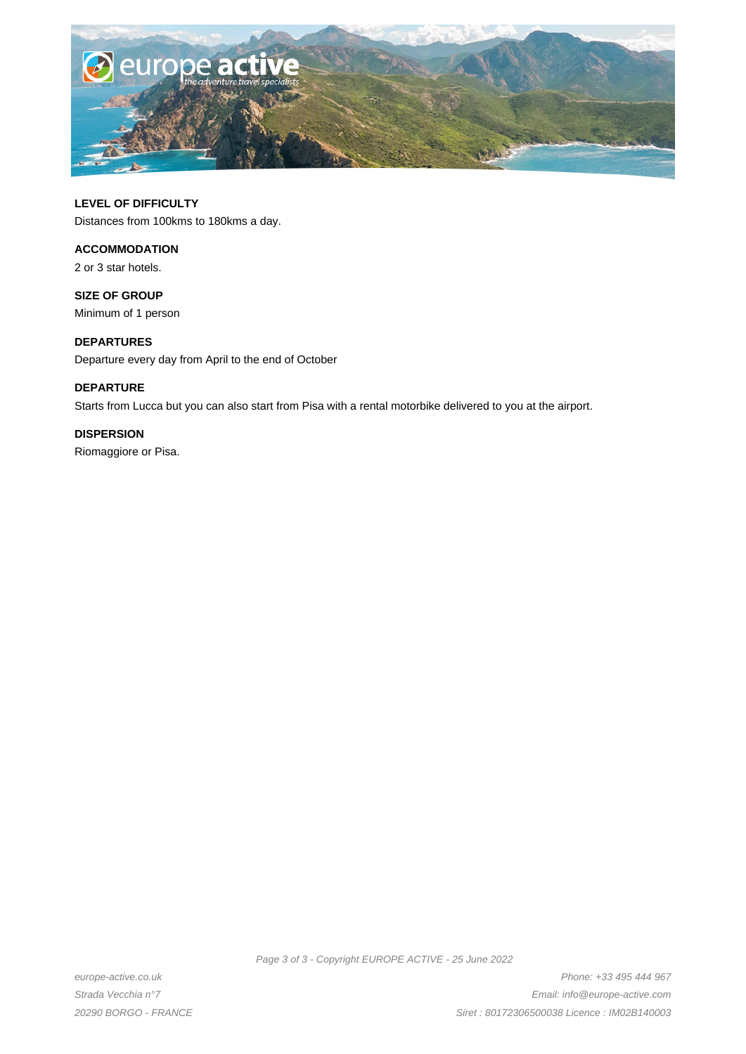**LEVEL OF DIFFICULTY**

Distances from 100kms to 180kms a day.

**ACCOMMODATION**

2 or 3 star hotels.

**SIZE OF GROUP**

Minimum of 1 person

**DEPARTURES**

Departure every day from April to the end of October

**DEPARTURE**

Starts from Lucca but you can also start from Pisa with a rental motorbike delivered to you at the airport.

**DISPERSION**

Riomaggiore or Pisa.